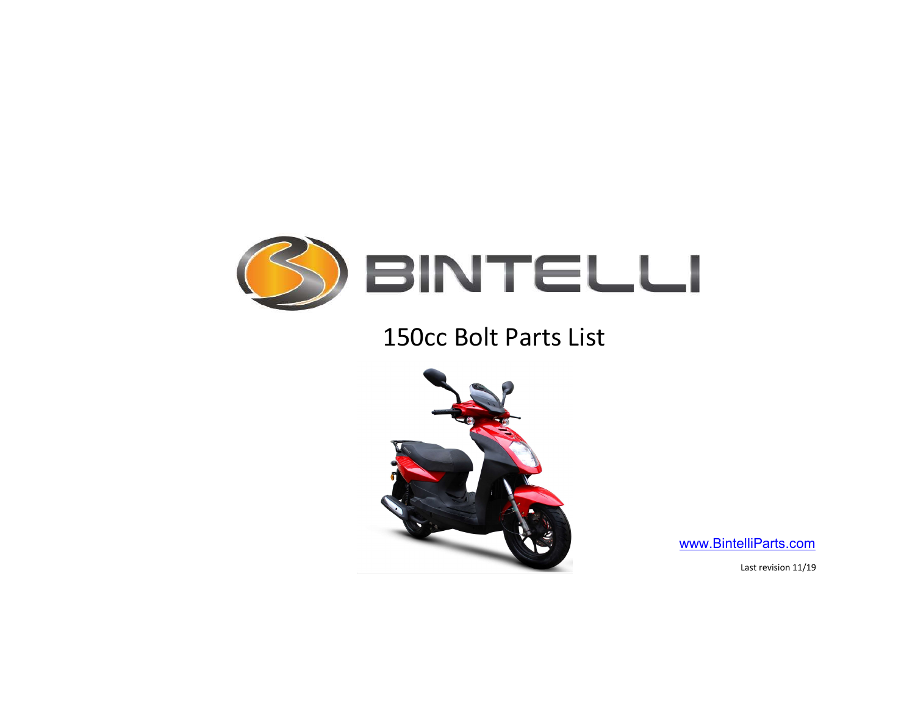BINTELLI

# 150cc Bolt Parts List

www.BintelliParts.com

Last revision 11/19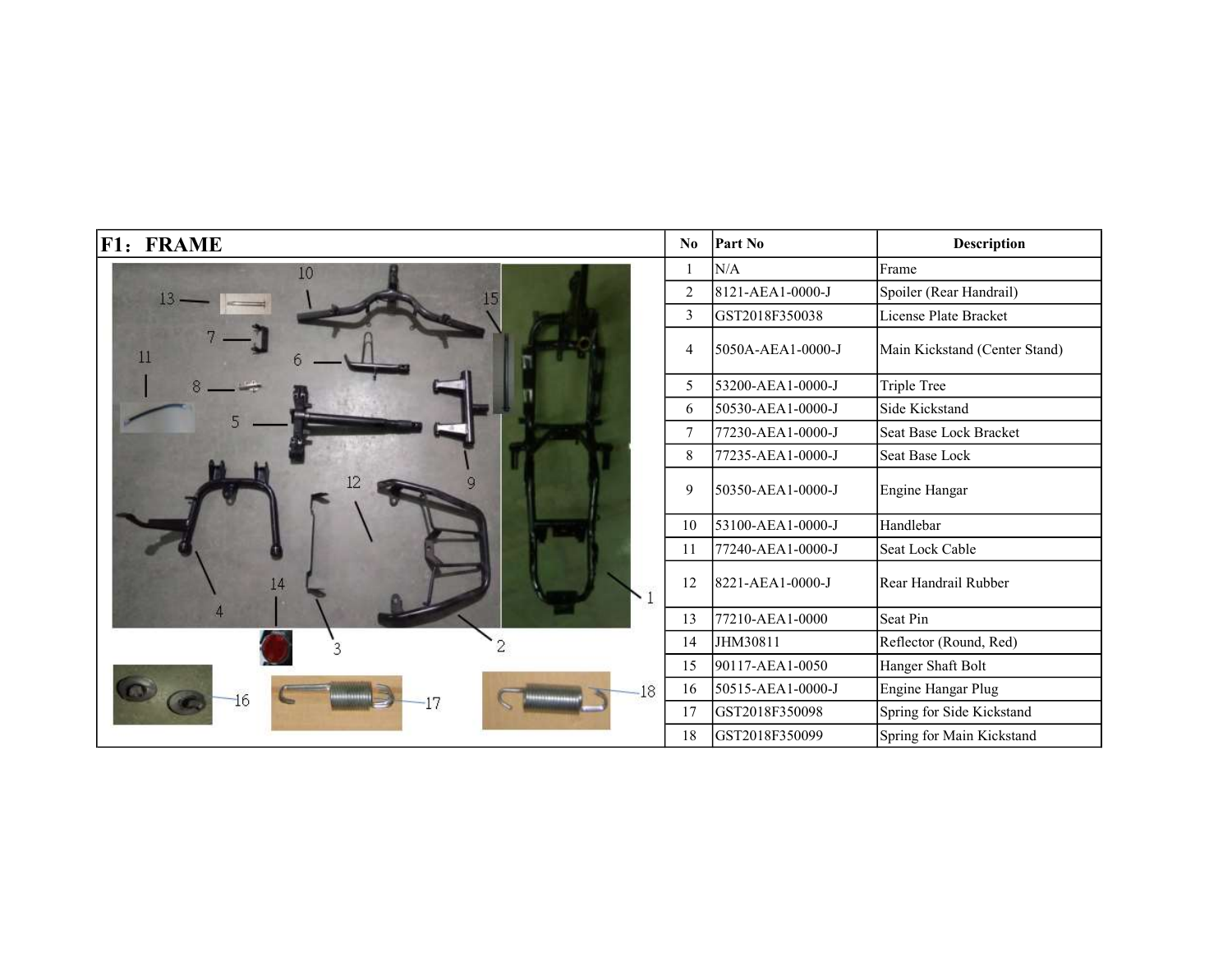# F1：FRAME

| No | Part No | Description |
|---|---|---|
| 1 | N/A | Frame |
| 2 | 8121-AEA1-0000-J | Spoiler (Rear Handrail) |
| 3 | GST2018F350038 | License Plate Bracket |
| 4 | 5050A-AEA1-0000-J | Main Kickstand (Center Stand) |
| 5 | 53200-AEA1-0000-J | Triple Tree |
| 6 | 50530-AEA1-0000-J | Side Kickstand |
| 7 | 77230-AEA1-0000-J | Seat Base Lock Bracket |
| 8 | 77235-AEA1-0000-J | Seat Base Lock |
| 9 | 50350-AEA1-0000-J | Engine Hangar |
| 10 | 53100-AEA1-0000-J | Handlebar |
| 11 | 77240-AEA1-0000-J | Seat Lock Cable |
| 12 | 8221-AEA1-0000-J | Rear Handrail Rubber |
| 13 | 77210-AEA1-0000 | Seat Pin |
| 14 | JHM30811 | Reflector (Round, Red) |
| 15 | 90117-AEA1-0050 | Hanger Shaft Bolt |
| 16 | 50515-AEA1-0000-J | Engine Hangar Plug |
| 17 | GST2018F350098 | Spring for Side Kickstand |
| 18 | GST2018F350099 | Spring for Main Kickstand |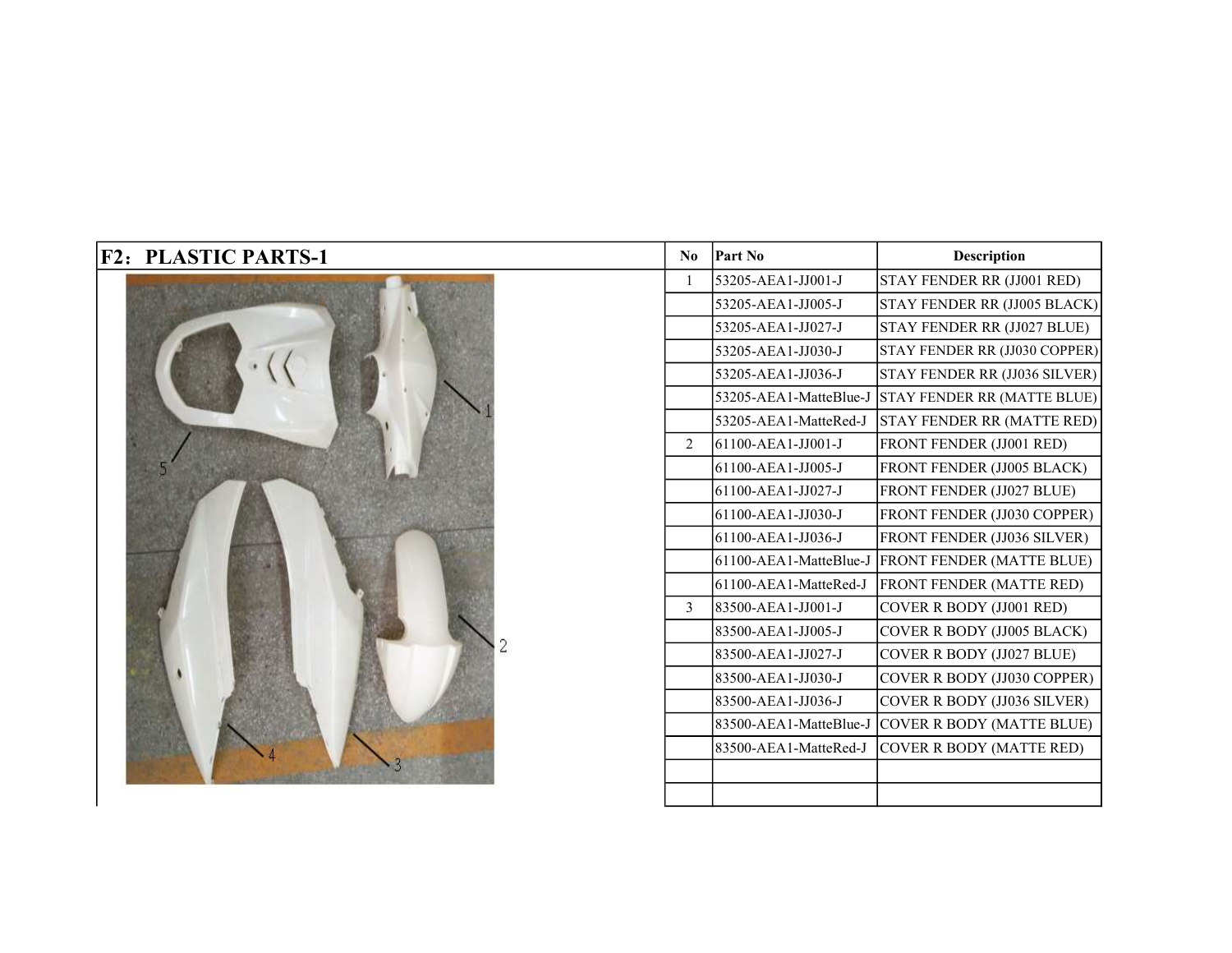## F2：PLASTIC PARTS-1

| No | Part No | Description |
|---|---|---|
| 1 | 53205-AEA1-JJ001-J | STAY FENDER RR (JJ001 RED) |
| | 53205-AEA1-JJ005-J | STAY FENDER RR (JJ005 BLACK) |
| | 53205-AEA1-JJ027-J | STAY FENDER RR (JJ027 BLUE) |
| | 53205-AEA1-JJ030-J | STAY FENDER RR (JJ030 COPPER) |
| | 53205-AEA1-JJ036-J | STAY FENDER RR (JJ036 SILVER) |
| | 53205-AEA1-MatteBlue-J | STAY FENDER RR (MATTE BLUE) |
| | 53205-AEA1-MatteRed-J | STAY FENDER RR (MATTE RED) |
| 2 | 61100-AEA1-JJ001-J | FRONT FENDER (JJ001 RED) |
| | 61100-AEA1-JJ005-J | FRONT FENDER (JJ005 BLACK) |
| | 61100-AEA1-JJ027-J | FRONT FENDER (JJ027 BLUE) |
| | 61100-AEA1-JJ030-J | FRONT FENDER (JJ030 COPPER) |
| | 61100-AEA1-JJ036-J | FRONT FENDER (JJ036 SILVER) |
| | 61100-AEA1-MatteBlue-J | FRONT FENDER (MATTE BLUE) |
| | 61100-AEA1-MatteRed-J | FRONT FENDER (MATTE RED) |
| 3 | 83500-AEA1-JJ001-J | COVER R BODY (JJ001 RED) |
| | 83500-AEA1-JJ005-J | COVER R BODY (JJ005 BLACK) |
| | 83500-AEA1-JJ027-J | COVER R BODY (JJ027 BLUE) |
| | 83500-AEA1-JJ030-J | COVER R BODY (JJ030 COPPER) |
| | 83500-AEA1-JJ036-J | COVER R BODY (JJ036 SILVER) |
| | 83500-AEA1-MatteBlue-J | COVER R BODY (MATTE BLUE) |
| | 83500-AEA1-MatteRed-J | COVER R BODY (MATTE RED) |
| | | |
| | | |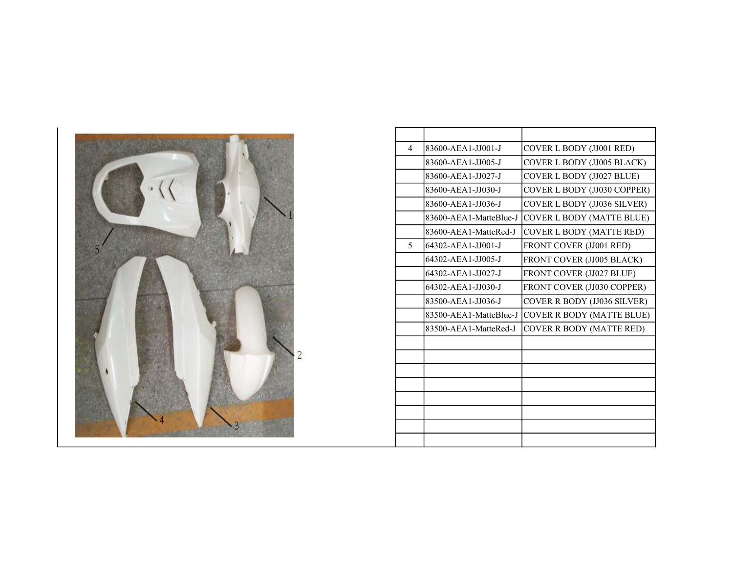| | | |
|---|---|---|
| 4 | 83600-AEA1-JJ001-J | COVER L BODY (JJ001 RED) |
| | 83600-AEA1-JJ005-J | COVER L BODY (JJ005 BLACK) |
| | 83600-AEA1-JJ027-J | COVER L BODY (JJ027 BLUE) |
| | 83600-AEA1-JJ030-J | COVER L BODY (JJ030 COPPER) |
| | 83600-AEA1-JJ036-J | COVER L BODY (JJ036 SILVER) |
| | 83600-AEA1-MatteBlue-J | COVER L BODY (MATTE BLUE) |
| | 83600-AEA1-MatteRed-J | COVER L BODY (MATTE RED) |
| 5 | 64302-AEA1-JJ001-J | FRONT COVER (JJ001 RED) |
| | 64302-AEA1-JJ005-J | FRONT COVER (JJ005 BLACK) |
| | 64302-AEA1-JJ027-J | FRONT COVER (JJ027 BLUE) |
| | 64302-AEA1-JJ030-J | FRONT COVER (JJ030 COPPER) |
| | 83500-AEA1-JJ036-J | COVER R BODY (JJ036 SILVER) |
| | 83500-AEA1-MatteBlue-J | COVER R BODY (MATTE BLUE) |
| | 83500-AEA1-MatteRed-J | COVER R BODY (MATTE RED) |
| | | |
| | | |
| | | |
| | | |
| | | |
| | | |
| | | |
| | | |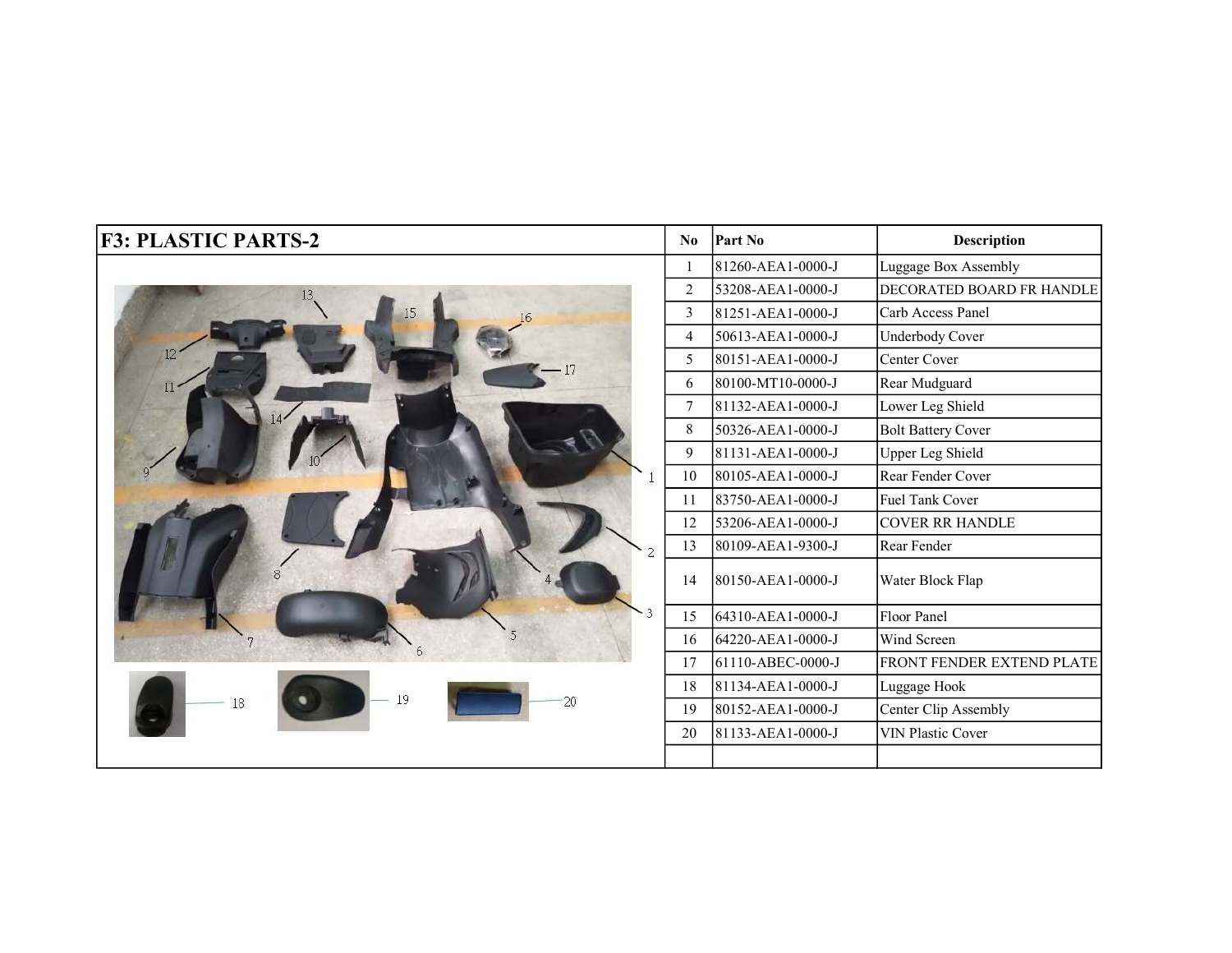## F3: PLASTIC PARTS-2

| No | Part No | Description |
|---|---|---|
| 1 | 81260-AEA1-0000-J | Luggage Box Assembly |
| 2 | 53208-AEA1-0000-J | DECORATED BOARD FR HANDLE |
| 3 | 81251-AEA1-0000-J | Carb Access Panel |
| 4 | 50613-AEA1-0000-J | Underbody Cover |
| 5 | 80151-AEA1-0000-J | Center Cover |
| 6 | 80100-MT10-0000-J | Rear Mudguard |
| 7 | 81132-AEA1-0000-J | Lower Leg Shield |
| 8 | 50326-AEA1-0000-J | Bolt Battery Cover |
| 9 | 81131-AEA1-0000-J | Upper Leg Shield |
| 10 | 80105-AEA1-0000-J | Rear Fender Cover |
| 11 | 83750-AEA1-0000-J | Fuel Tank Cover |
| 12 | 53206-AEA1-0000-J | COVER RR HANDLE |
| 13 | 80109-AEA1-9300-J | Rear Fender |
| 14 | 80150-AEA1-0000-J | Water Block Flap |
| 15 | 64310-AEA1-0000-J | Floor Panel |
| 16 | 64220-AEA1-0000-J | Wind Screen |
| 17 | 61110-ABEC-0000-J | FRONT FENDER EXTEND PLATE |
| 18 | 81134-AEA1-0000-J | Luggage Hook |
| 19 | 80152-AEA1-0000-J | Center Clip Assembly |
| 20 | 81133-AEA1-0000-J | VIN Plastic Cover |
| | | |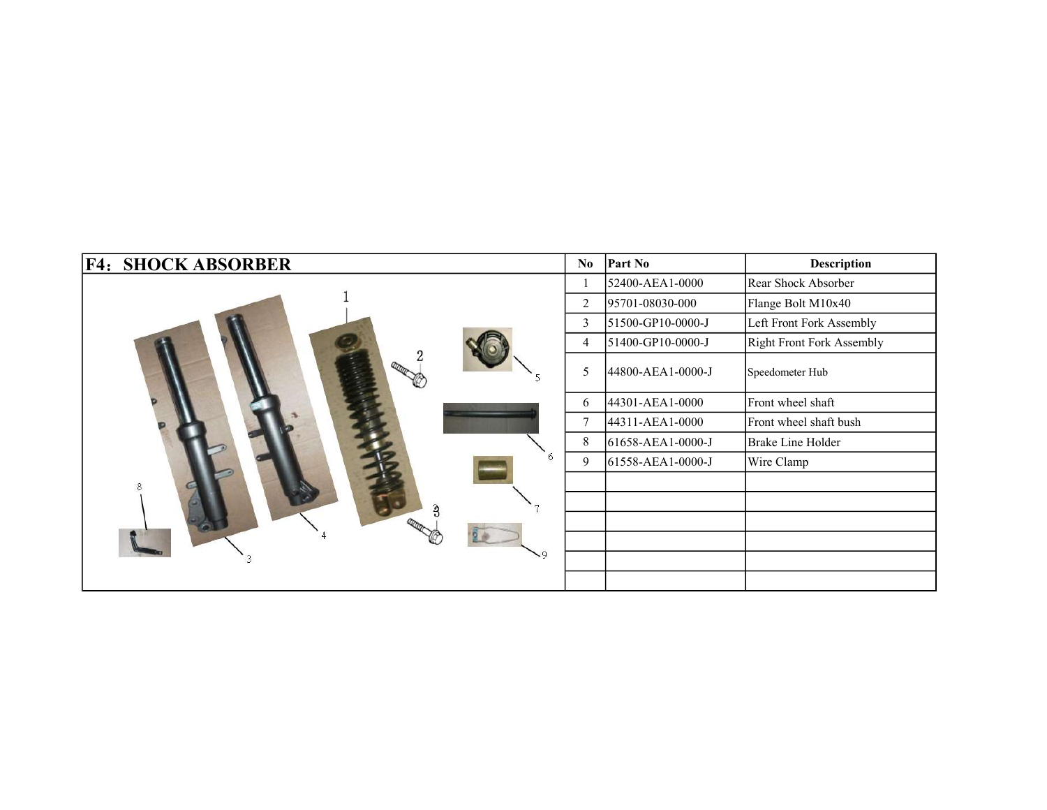## F4: SHOCK ABSORBER

| No | Part No | Description |
|---|---|---|
| 1 | 52400-AEA1-0000 | Rear Shock Absorber |
| 2 | 95701-08030-000 | Flange Bolt M10x40 |
| 3 | 51500-GP10-0000-J | Left Front Fork Assembly |
| 4 | 51400-GP10-0000-J | Right Front Fork Assembly |
| 5 | 44800-AEA1-0000-J | Speedometer Hub |
| 6 | 44301-AEA1-0000 | Front wheel shaft |
| 7 | 44311-AEA1-0000 | Front wheel shaft bush |
| 8 | 61658-AEA1-0000-J | Brake Line Holder |
| 9 | 61558-AEA1-0000-J | Wire Clamp |
| | | |
| | | |
| | | |
| | | |
| | | |
| | | |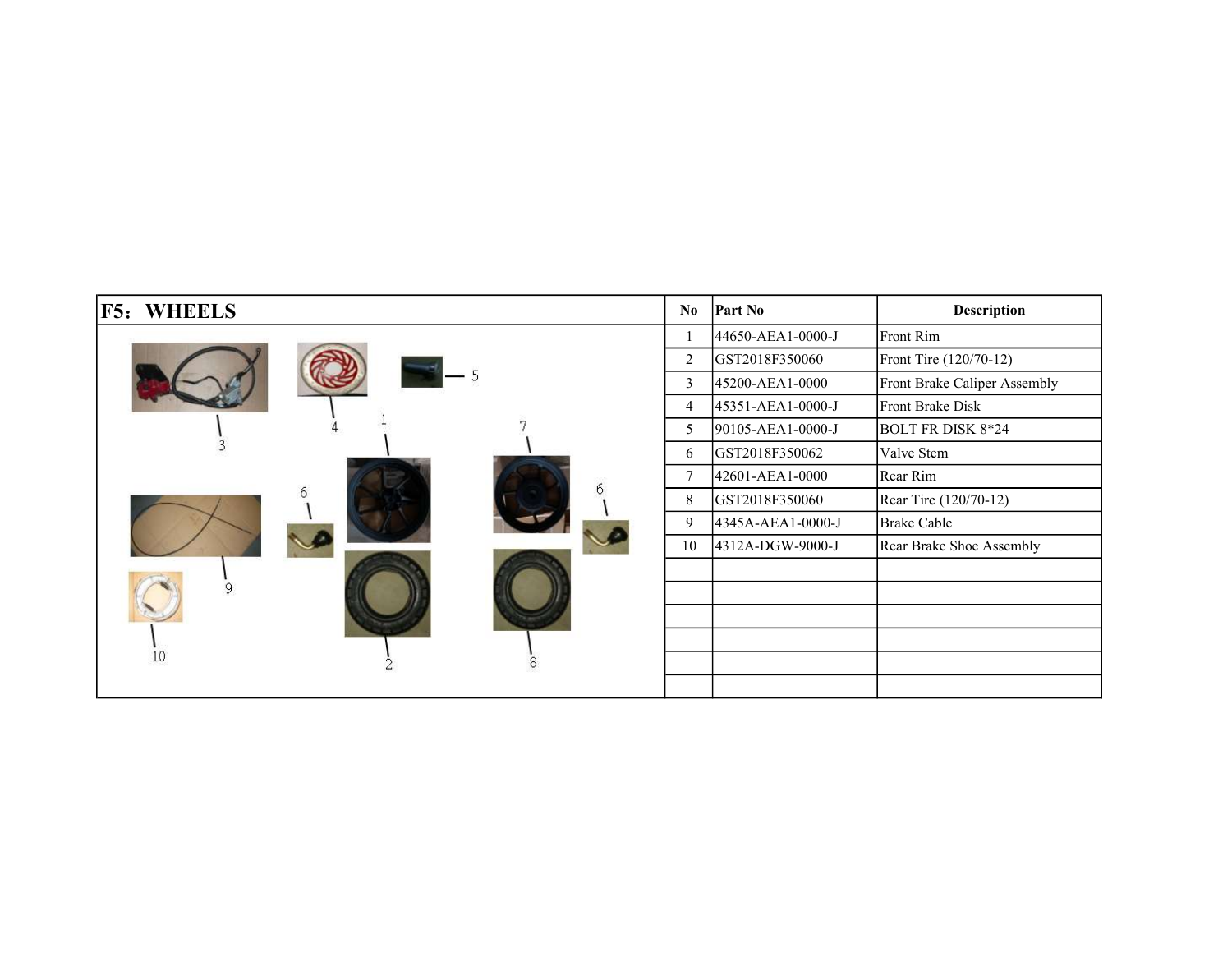## F5：WHEELS

| No | Part No | Description |
| --- | --- | --- |
| 1 | 44650-AEA1-0000-J | Front Rim |
| 2 | GST2018F350060 | Front Tire (120/70-12) |
| 3 | 45200-AEA1-0000 | Front Brake Caliper Assembly |
| 4 | 45351-AEA1-0000-J | Front Brake Disk |
| 5 | 90105-AEA1-0000-J | BOLT FR DISK 8*24 |
| 6 | GST2018F350062 | Valve Stem |
| 7 | 42601-AEA1-0000 | Rear Rim |
| 8 | GST2018F350060 | Rear Tire (120/70-12) |
| 9 | 4345A-AEA1-0000-J | Brake Cable |
| 10 | 4312A-DGW-9000-J | Rear Brake Shoe Assembly |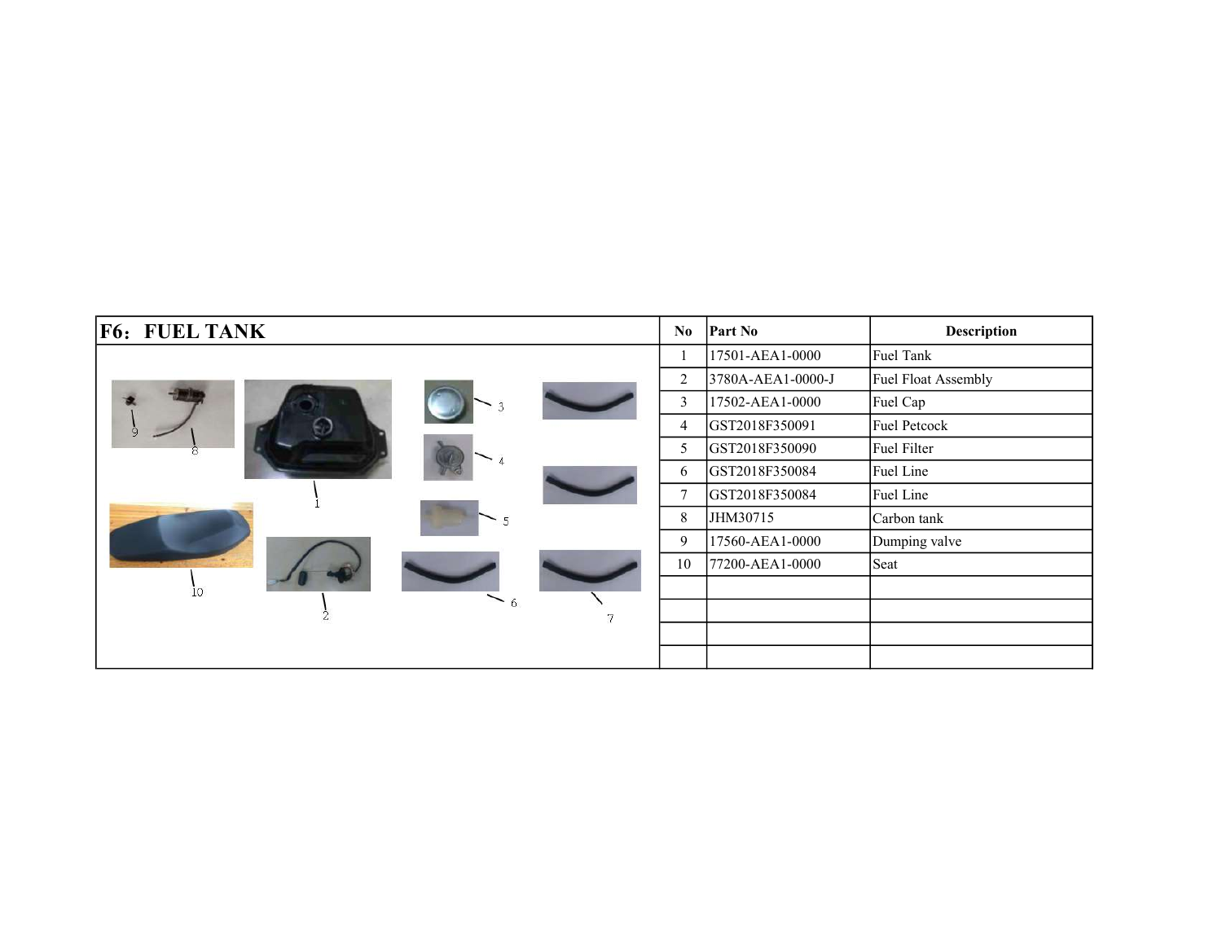## F6：FUEL TANK

| No | Part No | Description |
|---|---|---|
| 1 | 17501-AEA1-0000 | Fuel Tank |
| 2 | 3780A-AEA1-0000-J | Fuel Float Assembly |
| 3 | 17502-AEA1-0000 | Fuel Cap |
| 4 | GST2018F350091 | Fuel Petcock |
| 5 | GST2018F350090 | Fuel Filter |
| 6 | GST2018F350084 | Fuel Line |
| 7 | GST2018F350084 | Fuel Line |
| 8 | JHM30715 | Carbon tank |
| 9 | 17560-AEA1-0000 | Dumping valve |
| 10 | 77200-AEA1-0000 | Seat |
| | | |
| | | |
| | | |
| | | |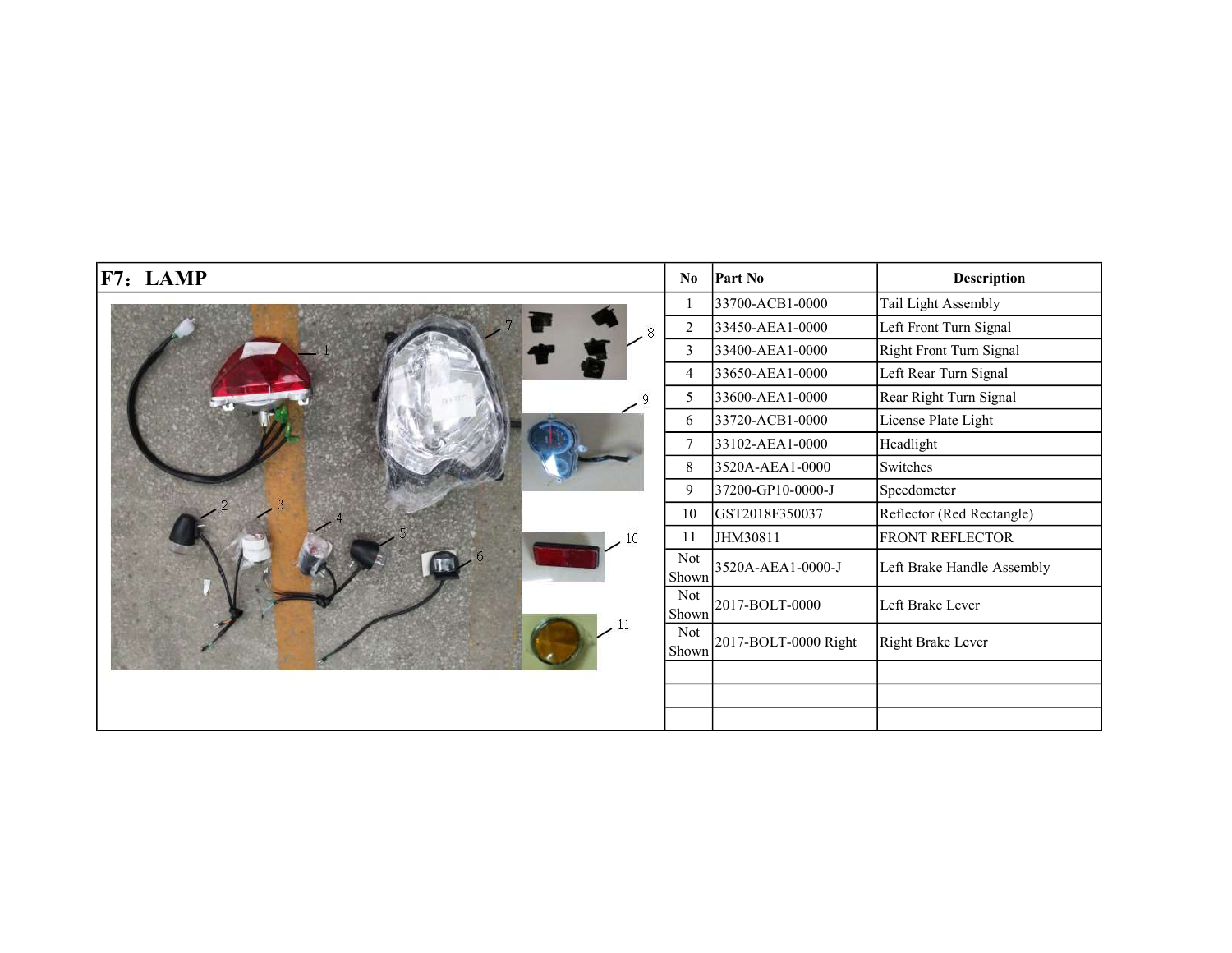## F7：LAMP

| No | Part No | Description |
|---|---|---|
| 1 | 33700-ACB1-0000 | Tail Light Assembly |
| 2 | 33450-AEA1-0000 | Left Front Turn Signal |
| 3 | 33400-AEA1-0000 | Right Front Turn Signal |
| 4 | 33650-AEA1-0000 | Left Rear Turn Signal |
| 5 | 33600-AEA1-0000 | Rear Right Turn Signal |
| 6 | 33720-ACB1-0000 | License Plate Light |
| 7 | 33102-AEA1-0000 | Headlight |
| 8 | 3520A-AEA1-0000 | Switches |
| 9 | 37200-GP10-0000-J | Speedometer |
| 10 | GST2018F350037 | Reflector (Red Rectangle) |
| 11 | JHM30811 | FRONT REFLECTOR |
| Not Shown | 3520A-AEA1-0000-J | Left Brake Handle Assembly |
| Not Shown | 2017-BOLT-0000 | Left Brake Lever |
| Not Shown | 2017-BOLT-0000 Right | Right Brake Lever |
| | | |
| | | |
| | | |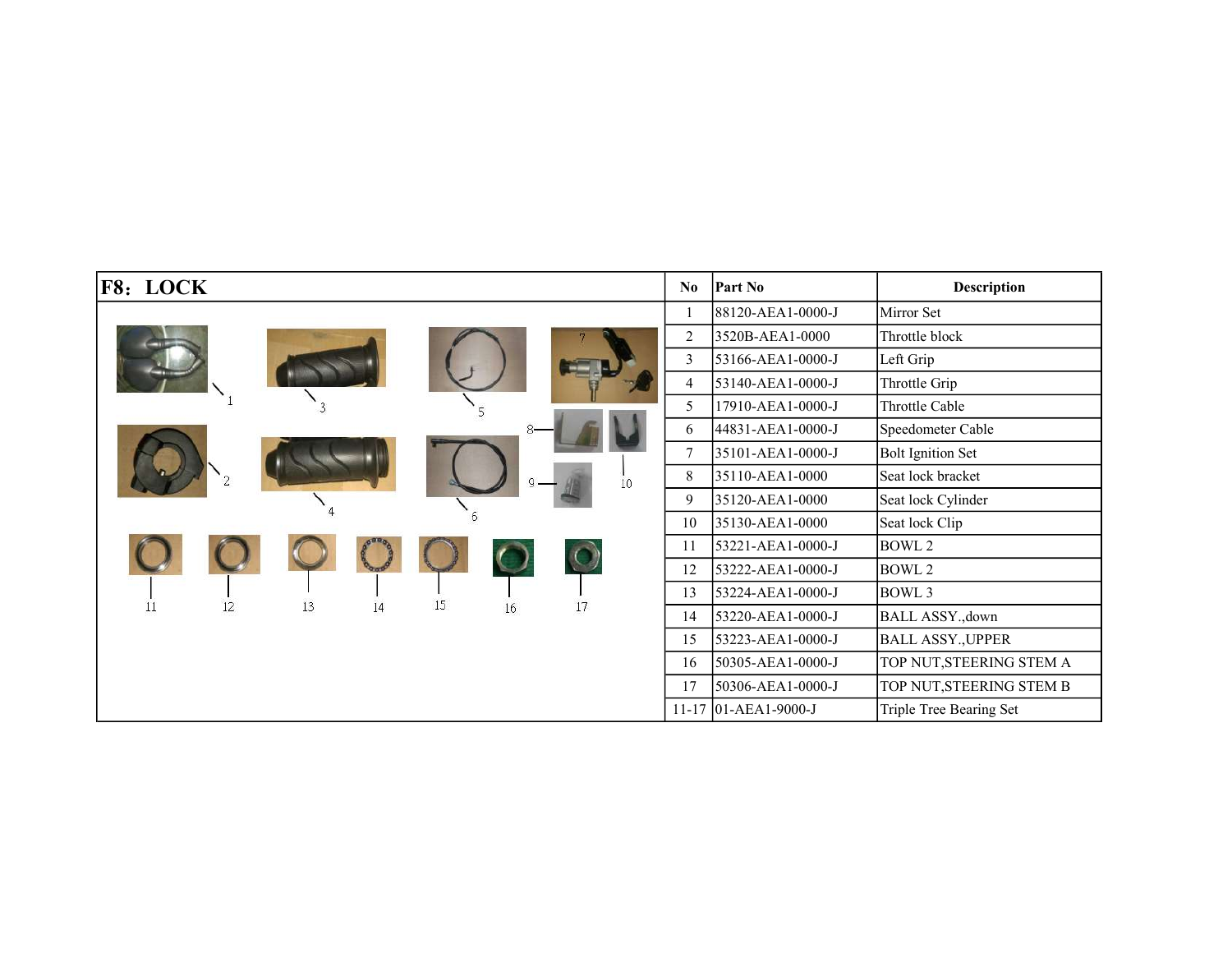## F8：LOCK

| No | Part No | Description |
|---|---|---|
| 1 | 88120-AEA1-0000-J | Mirror Set |
| 2 | 3520B-AEA1-0000 | Throttle block |
| 3 | 53166-AEA1-0000-J | Left Grip |
| 4 | 53140-AEA1-0000-J | Throttle Grip |
| 5 | 17910-AEA1-0000-J | Throttle Cable |
| 6 | 44831-AEA1-0000-J | Speedometer Cable |
| 7 | 35101-AEA1-0000-J | Bolt Ignition Set |
| 8 | 35110-AEA1-0000 | Seat lock bracket |
| 9 | 35120-AEA1-0000 | Seat lock Cylinder |
| 10 | 35130-AEA1-0000 | Seat lock Clip |
| 11 | 53221-AEA1-0000-J | BOWL 2 |
| 12 | 53222-AEA1-0000-J | BOWL 2 |
| 13 | 53224-AEA1-0000-J | BOWL 3 |
| 14 | 53220-AEA1-0000-J | BALL ASSY.,down |
| 15 | 53223-AEA1-0000-J | BALL ASSY.,UPPER |
| 16 | 50305-AEA1-0000-J | TOP NUT,STEERING STEM A |
| 17 | 50306-AEA1-0000-J | TOP NUT,STEERING STEM B |
| 11-17 | 01-AEA1-9000-J | Triple Tree Bearing Set |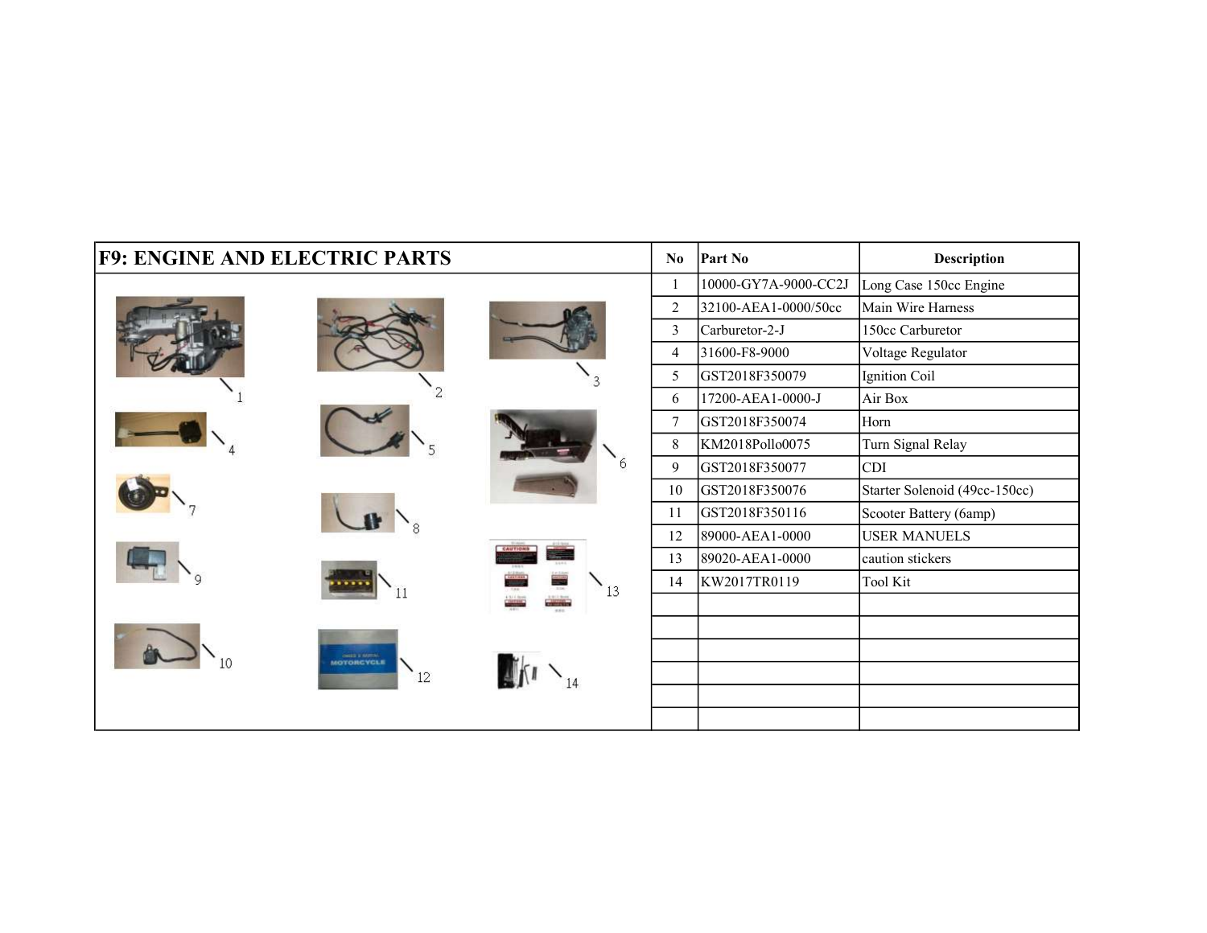# F9: ENGINE AND ELECTRIC PARTS

| No | Part No | Description |
|---|---|---|
| 1 | 10000-GY7A-9000-CC2J | Long Case 150cc Engine |
| 2 | 32100-AEA1-0000/50cc | Main Wire Harness |
| 3 | Carburetor-2-J | 150cc Carburetor |
| 4 | 31600-F8-9000 | Voltage Regulator |
| 5 | GST2018F350079 | Ignition Coil |
| 6 | 17200-AEA1-0000-J | Air Box |
| 7 | GST2018F350074 | Horn |
| 8 | KM2018Pollo0075 | Turn Signal Relay |
| 9 | GST2018F350077 | CDI |
| 10 | GST2018F350076 | Starter Solenoid (49cc-150cc) |
| 11 | GST2018F350116 | Scooter Battery (6amp) |
| 12 | 89000-AEA1-0000 | USER MANUELS |
| 13 | 89020-AEA1-0000 | caution stickers |
| 14 | KW2017TR0119 | Tool Kit |
| | | |
| | | |
| | | |
| | | |
| | | |
| | | |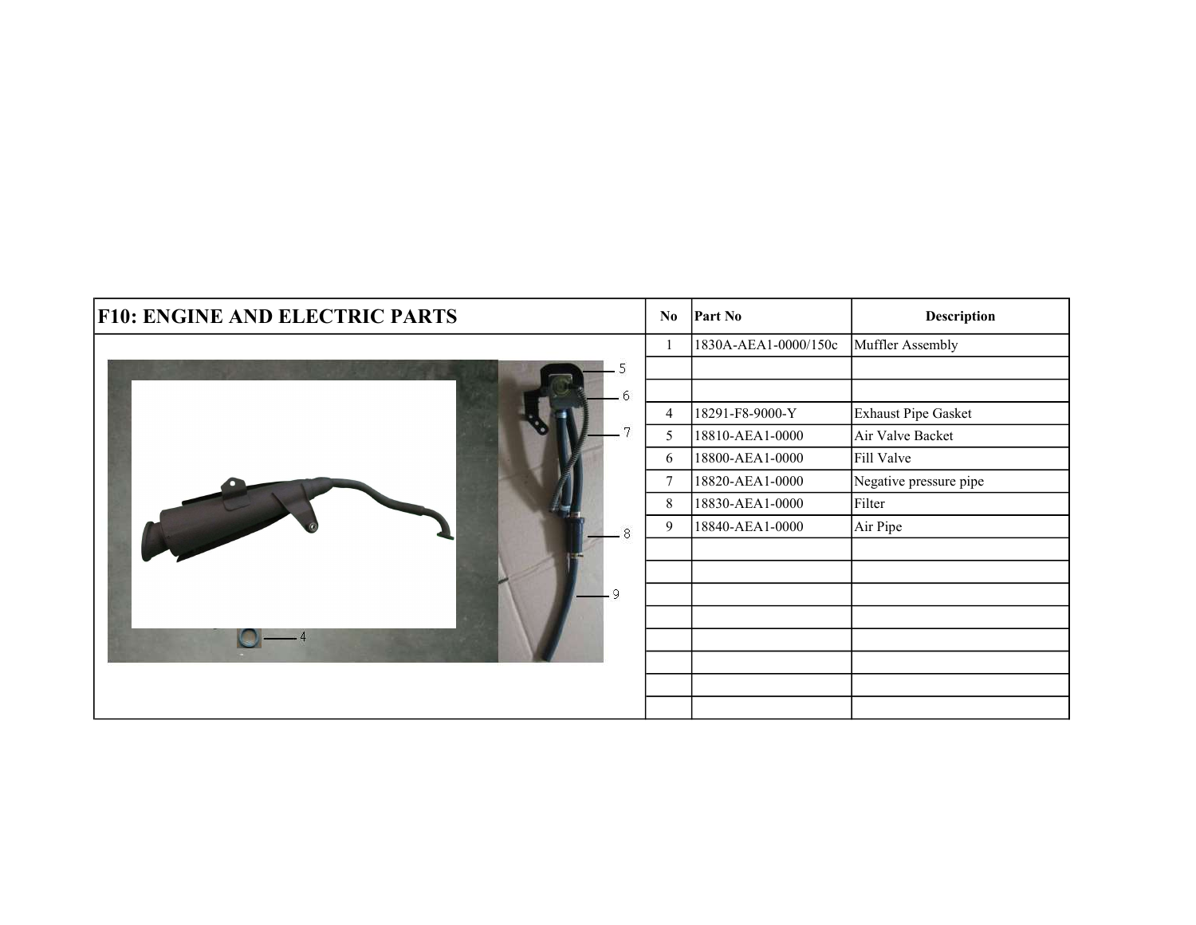## F10: ENGINE AND ELECTRIC PARTS

5
6
7
8
9
4

| No | Part No | Description |
|---|---|---|
| 1 | 1830A-AEA1-0000/150c | Muffler Assembly |
| | | |
| | | |
| 4 | 18291-F8-9000-Y | Exhaust Pipe Gasket |
| 5 | 18810-AEA1-0000 | Air Valve Backet |
| 6 | 18800-AEA1-0000 | Fill Valve |
| 7 | 18820-AEA1-0000 | Negative pressure pipe |
| 8 | 18830-AEA1-0000 | Filter |
| 9 | 18840-AEA1-0000 | Air Pipe |
| | | |
| | | |
| | | |
| | | |
| | | |
| | | |
| | | |
| | | |